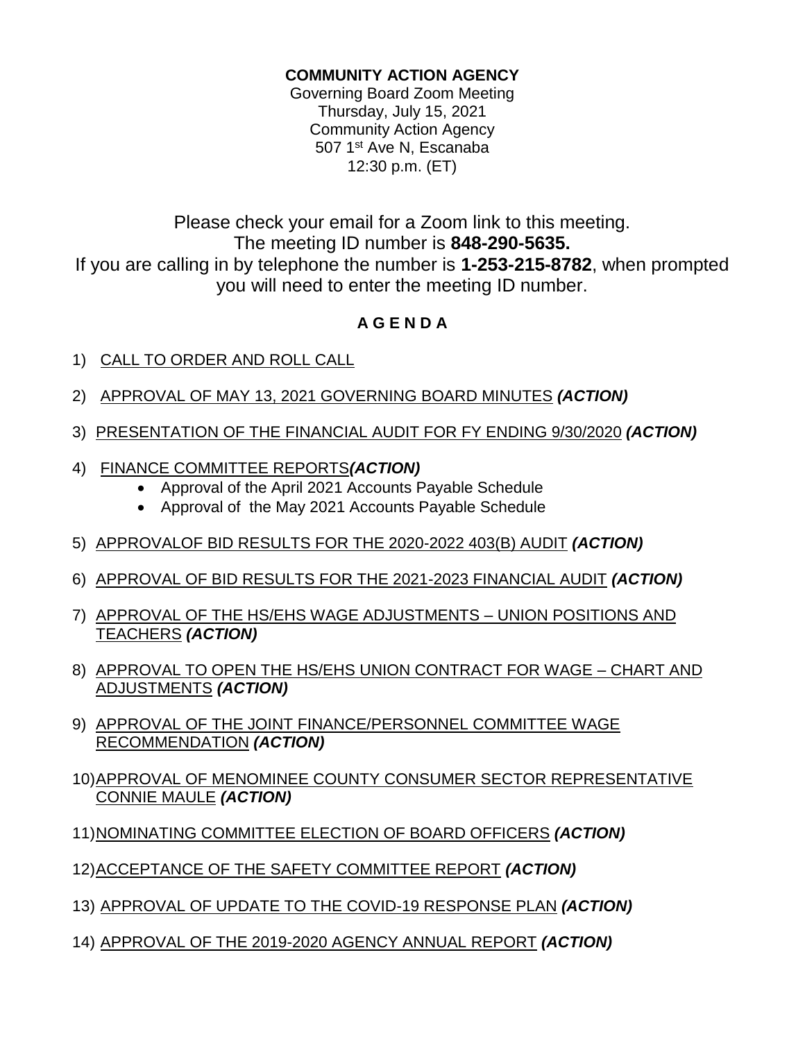**COMMUNITY ACTION AGENCY**

Governing Board Zoom Meeting
Thursday, July 15, 2021
Community Action Agency
507 1st Ave N, Escanaba
12:30 p.m. (ET)

Please check your email for a Zoom link to this meeting.
The meeting ID number is **848-290-5635.**
If you are calling in by telephone the number is **1-253-215-8782**, when prompted you will need to enter the meeting ID number.

**A G E N D A**

1) CALL TO ORDER AND ROLL CALL

2) APPROVAL OF MAY 13, 2021 GOVERNING BOARD MINUTES ***(ACTION)***

3) PRESENTATION OF THE FINANCIAL AUDIT FOR FY ENDING 9/30/2020 ***(ACTION)***

4) FINANCE COMMITTEE REPORTS***(ACTION)***
   - Approval of the April 2021 Accounts Payable Schedule
   - Approval of the May 2021 Accounts Payable Schedule

5) APPROVALOF BID RESULTS FOR THE 2020-2022 403(B) AUDIT ***(ACTION)***

6) APPROVAL OF BID RESULTS FOR THE 2021-2023 FINANCIAL AUDIT ***(ACTION)***

7) APPROVAL OF THE HS/EHS WAGE ADJUSTMENTS – UNION POSITIONS AND TEACHERS ***(ACTION)***

8) APPROVAL TO OPEN THE HS/EHS UNION CONTRACT FOR WAGE – CHART AND ADJUSTMENTS ***(ACTION)***

9) APPROVAL OF THE JOINT FINANCE/PERSONNEL COMMITTEE WAGE RECOMMENDATION ***(ACTION)***

10) APPROVAL OF MENOMINEE COUNTY CONSUMER SECTOR REPRESENTATIVE CONNIE MAULE ***(ACTION)***

11) NOMINATING COMMITTEE ELECTION OF BOARD OFFICERS ***(ACTION)***

12) ACCEPTANCE OF THE SAFETY COMMITTEE REPORT ***(ACTION)***

13) APPROVAL OF UPDATE TO THE COVID-19 RESPONSE PLAN ***(ACTION)***

14) APPROVAL OF THE 2019-2020 AGENCY ANNUAL REPORT ***(ACTION)***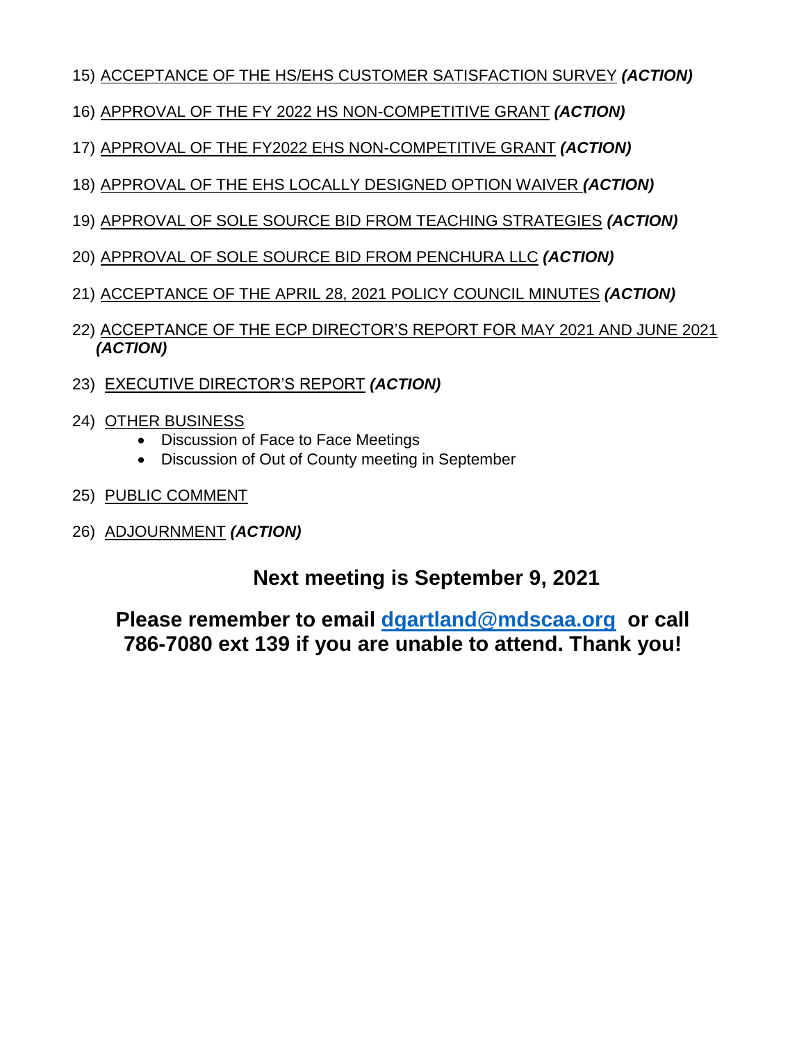15) <u>ACCEPTANCE OF THE HS/EHS CUSTOMER SATISFACTION SURVEY</u> ***(ACTION)***

16) <u>APPROVAL OF THE FY 2022 HS NON-COMPETITIVE GRANT</u> ***(ACTION)***

17) <u>APPROVAL OF THE FY2022 EHS NON-COMPETITIVE GRANT</u> ***(ACTION)***

18) <u>APPROVAL OF THE EHS LOCALLY DESIGNED OPTION WAIVER</u> ***(ACTION)***

19) <u>APPROVAL OF SOLE SOURCE BID FROM TEACHING STRATEGIES</u> ***(ACTION)***

20) <u>APPROVAL OF SOLE SOURCE BID FROM PENCHURA LLC</u> ***(ACTION)***

21) <u>ACCEPTANCE OF THE APRIL 28, 2021 POLICY COUNCIL MINUTES</u> ***(ACTION)***

22) <u>ACCEPTANCE OF THE ECP DIRECTOR'S REPORT FOR MAY 2021 AND JUNE 2021</u> ***(ACTION)***

23) <u>EXECUTIVE DIRECTOR'S REPORT</u> ***(ACTION)***

24) <u>OTHER BUSINESS</u>
    - Discussion of Face to Face Meetings
    - Discussion of Out of County meeting in September

25) <u>PUBLIC COMMENT</u>

26) <u>ADJOURNMENT</u> ***(ACTION)***

## Next meeting is September 9, 2021

**Please remember to email [dgartland@mdscaa.org](mailto:dgartland@mdscaa.org) or call 786-7080 ext 139 if you are unable to attend. Thank you!**